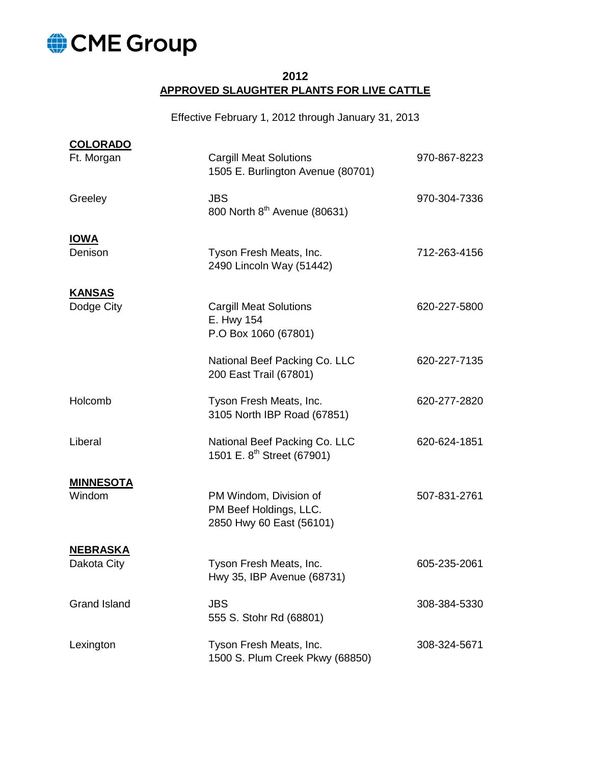CME Group

## 2012
## APPROVED SLAUGHTER PLANTS FOR LIVE CATTLE

Effective February 1, 2012 through January 31, 2013

| | | |
|---|---|---|
| **COLORADO** | | |
| Ft. Morgan | Cargill Meat Solutions<br>1505 E. Burlington Avenue (80701) | 970-867-8223 |
| Greeley | JBS<br>800 North 8th Avenue (80631) | 970-304-7336 |
| **IOWA** | | |
| Denison | Tyson Fresh Meats, Inc.<br>2490 Lincoln Way (51442) | 712-263-4156 |
| **KANSAS** | | |
| Dodge City | Cargill Meat Solutions<br>E. Hwy 154<br>P.O Box 1060 (67801) | 620-227-5800 |
| | National Beef Packing Co. LLC<br>200 East Trail (67801) | 620-227-7135 |
| Holcomb | Tyson Fresh Meats, Inc.<br>3105 North IBP Road (67851) | 620-277-2820 |
| Liberal | National Beef Packing Co. LLC<br>1501 E. 8th Street (67901) | 620-624-1851 |
| **MINNESOTA** | | |
| Windom | PM Windom, Division of<br>PM Beef Holdings, LLC.<br>2850 Hwy 60 East (56101) | 507-831-2761 |
| **NEBRASKA** | | |
| Dakota City | Tyson Fresh Meats, Inc.<br>Hwy 35, IBP Avenue (68731) | 605-235-2061 |
| Grand Island | JBS<br>555 S. Stohr Rd (68801) | 308-384-5330 |
| Lexington | Tyson Fresh Meats, Inc.<br>1500 S. Plum Creek Pkwy (68850) | 308-324-5671 |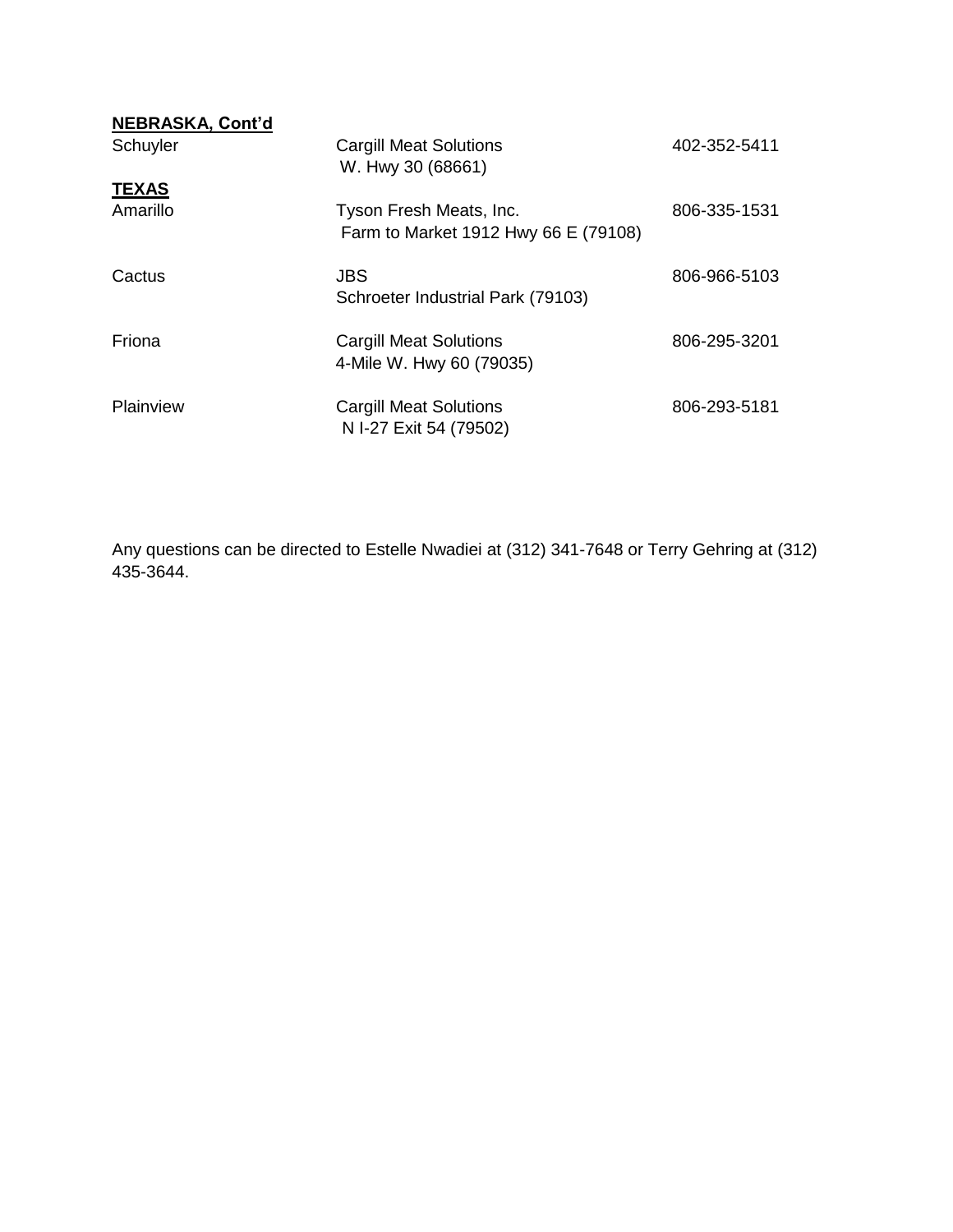| | | |
|---|---|---|
| **NEBRASKA, Cont'd** | | |
| Schuyler | Cargill Meat Solutions<br>W. Hwy 30 (68661) | 402-352-5411 |
| **TEXAS** | | |
| Amarillo | Tyson Fresh Meats, Inc.<br>Farm to Market 1912 Hwy 66 E (79108) | 806-335-1531 |
| Cactus | JBS<br>Schroeter Industrial Park (79103) | 806-966-5103 |
| Friona | Cargill Meat Solutions<br>4-Mile W. Hwy 60 (79035) | 806-295-3201 |
| Plainview | Cargill Meat Solutions<br>N I-27 Exit 54 (79502) | 806-293-5181 |

Any questions can be directed to Estelle Nwadiei at (312) 341-7648 or Terry Gehring at (312) 435-3644.